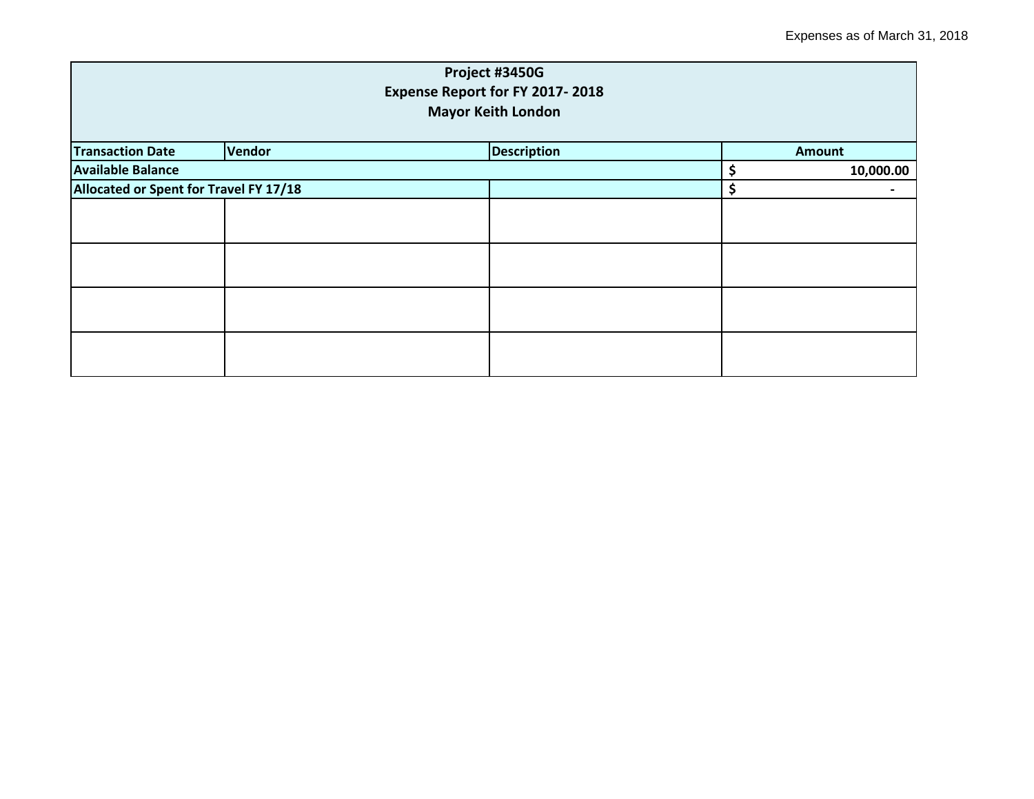Expenses as of March 31, 2018

| Project #3450G<br>Expense Report for FY 2017- 2018<br>Mayor Keith London | | | |
|---|---|---|---|
| **Transaction Date** | **Vendor** | **Description** | **Amount** |
| **Available Balance** | | | **$ 10,000.00** |
| **Allocated or Spent for Travel FY 17/18** | | | **$ -** |
| | | | |
| | | | |
| | | | |
| | | | |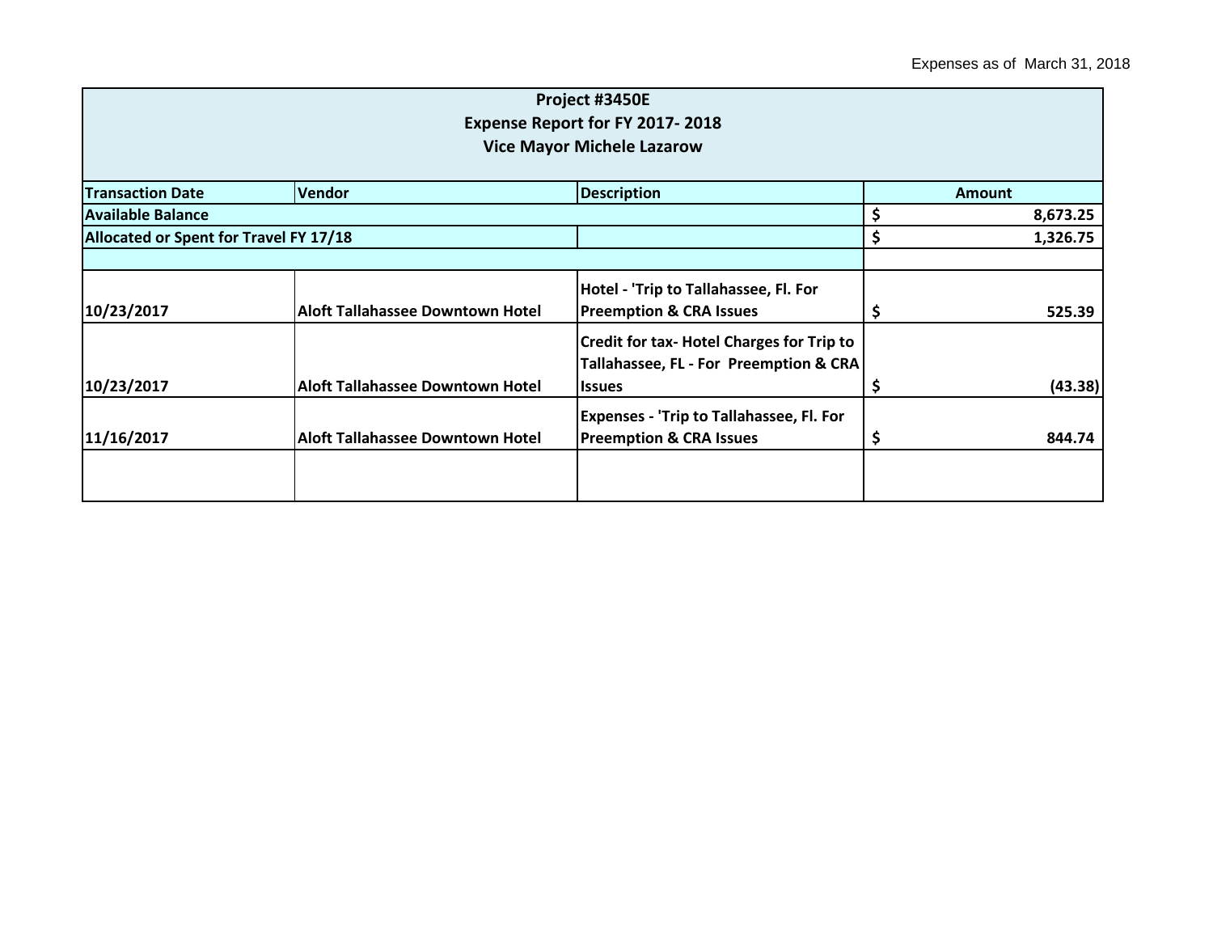Expenses as of March 31, 2018

| Project #3450E<br>Expense Report for FY 2017- 2018<br>Vice Mayor Michele Lazarow | | | |
|---|---|---|---|
| **Transaction Date** | **Vendor** | **Description** | **Amount** |
| **Available Balance** | | | **$ 8,673.25** |
| **Allocated or Spent for Travel FY 17/18** | | | **$ 1,326.75** |
| | | | |
| **10/23/2017** | **Aloft Tallahassee Downtown Hotel** | **Hotel - 'Trip to Tallahassee, Fl. For Preemption & CRA Issues** | **$ 525.39** |
| **10/23/2017** | **Aloft Tallahassee Downtown Hotel** | **Credit for tax- Hotel Charges for Trip to Tallahassee, FL - For Preemption & CRA Issues** | **$ (43.38)** |
| **11/16/2017** | **Aloft Tallahassee Downtown Hotel** | **Expenses - 'Trip to Tallahassee, Fl. For Preemption & CRA Issues** | **$ 844.74** |
| | | | |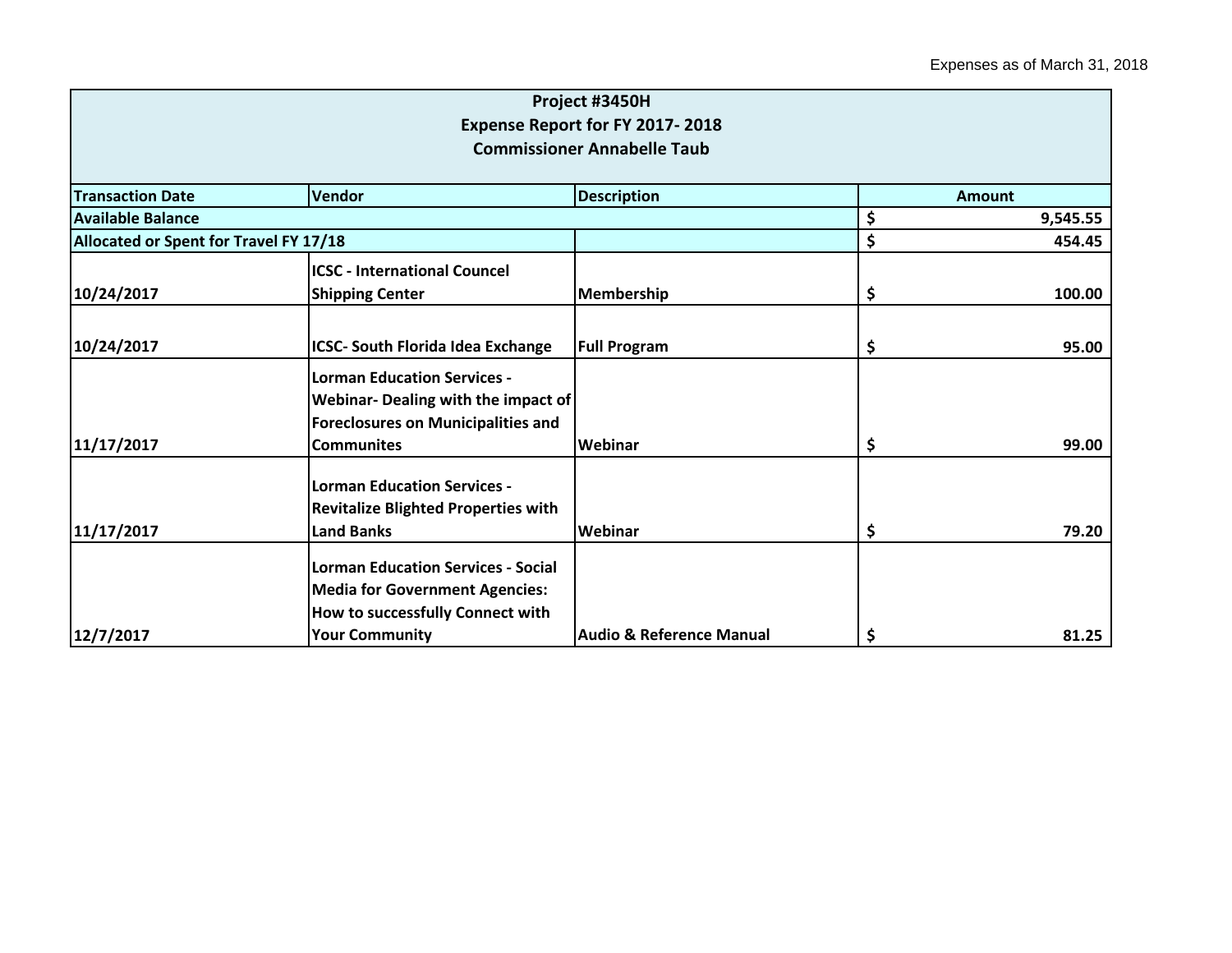Expenses as of March 31, 2018

| Project #3450H<br>Expense Report for FY 2017- 2018<br>Commissioner Annabelle Taub | | | |
|---|---|---|---|
| **Transaction Date** | **Vendor** | **Description** | **Amount** |
| **Available Balance** | | | **$ 9,545.55** |
| **Allocated or Spent for Travel FY 17/18** | | | **$ 454.45** |
| **10/24/2017** | **ICSC - International Councel Shipping Center** | **Membership** | **$ 100.00** |
| **10/24/2017** | **ICSC- South Florida Idea Exchange** | **Full Program** | **$ 95.00** |
| **11/17/2017** | **Lorman Education Services - Webinar- Dealing with the impact of Foreclosures on Municipalities and Communites** | **Webinar** | **$ 99.00** |
| **11/17/2017** | **Lorman Education Services - Revitalize Blighted Properties with Land Banks** | **Webinar** | **$ 79.20** |
| **12/7/2017** | **Lorman Education Services - Social Media for Government Agencies: How to successfully Connect with Your Community** | **Audio & Reference Manual** | **$ 81.25** |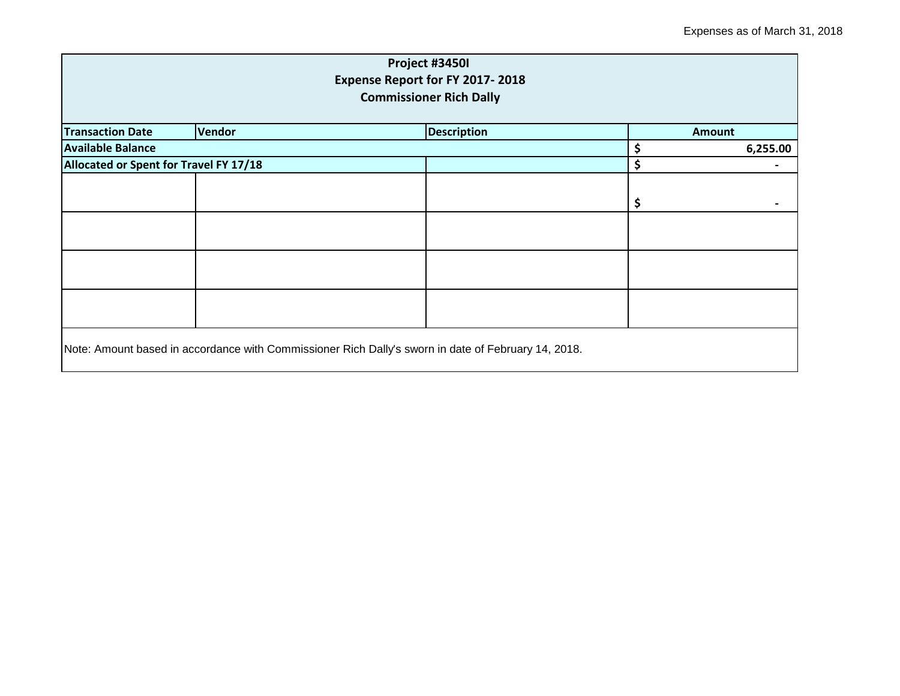Expenses as of March 31, 2018

| Project #3450I<br>Expense Report for FY 2017- 2018<br>Commissioner Rich Dally | | | |
|---|---|---|---|
| **Transaction Date** | **Vendor** | **Description** | **Amount** |
| **Available Balance** | | | **$ 6,255.00** |
| **Allocated or Spent for Travel FY 17/18** | | | **$ -** |
| | | | $ - |
| | | | |
| | | | |
| | | | |

Note: Amount based in accordance with Commissioner Rich Dally's sworn in date of February 14, 2018.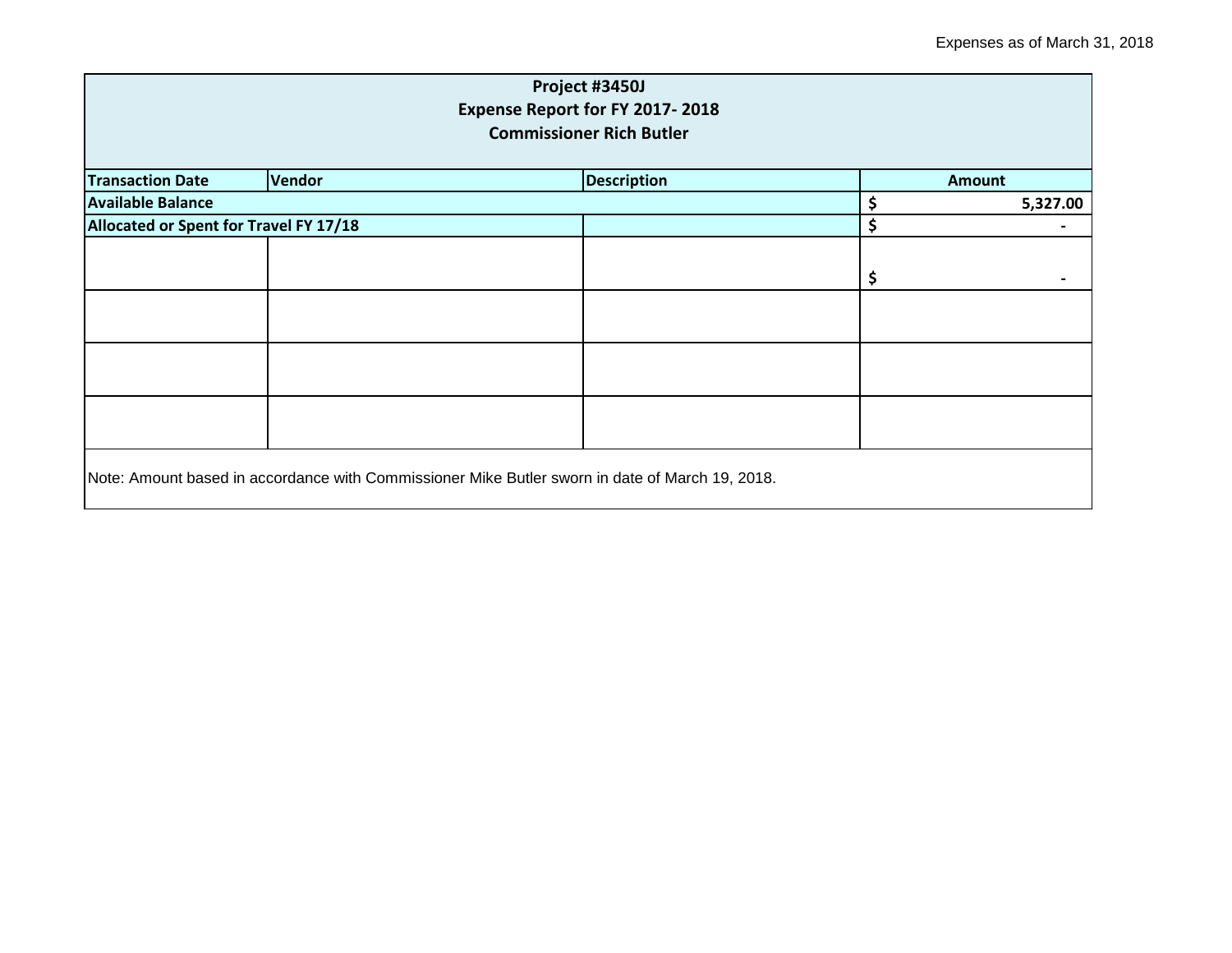Expenses as of March 31, 2018

| Project #3450J<br>Expense Report for FY 2017- 2018<br>Commissioner Rich Butler | | | |
|---|---|---|---|
| **Transaction Date** | **Vendor** | **Description** | **Amount** |
| **Available Balance** | | | **$ 5,327.00** |
| **Allocated or Spent for Travel FY 17/18** | | | **$ -** |
| | | | **$ -** |
| | | | |
| | | | |
| | | | |

Note: Amount based in accordance with Commissioner Mike Butler sworn in date of March 19, 2018.